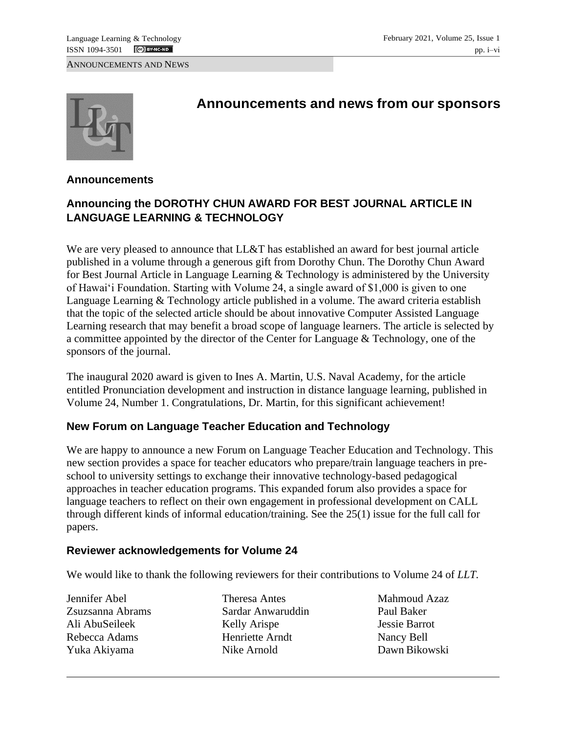ANNOUNCEMENTS AND NEWS

# Announcements and news from our sponsors

## Announcements

### Announcing the DOROTHY CHUN AWARD FOR BEST JOURNAL ARTICLE IN LANGUAGE LEARNING & TECHNOLOGY

We are very pleased to announce that LL&T has established an award for best journal article published in a volume through a generous gift from Dorothy Chun. The Dorothy Chun Award for Best Journal Article in Language Learning & Technology is administered by the University of Hawaiʻi Foundation. Starting with Volume 24, a single award of $1,000 is given to one Language Learning & Technology article published in a volume. The award criteria establish that the topic of the selected article should be about innovative Computer Assisted Language Learning research that may benefit a broad scope of language learners. The article is selected by a committee appointed by the director of the Center for Language & Technology, one of the sponsors of the journal.

The inaugural 2020 award is given to Ines A. Martin, U.S. Naval Academy, for the article entitled Pronunciation development and instruction in distance language learning, published in Volume 24, Number 1. Congratulations, Dr. Martin, for this significant achievement!

### New Forum on Language Teacher Education and Technology

We are happy to announce a new Forum on Language Teacher Education and Technology. This new section provides a space for teacher educators who prepare/train language teachers in pre-school to university settings to exchange their innovative technology-based pedagogical approaches in teacher education programs. This expanded forum also provides a space for language teachers to reflect on their own engagement in professional development on CALL through different kinds of informal education/training. See the 25(1) issue for the full call for papers.

### Reviewer acknowledgements for Volume 24

We would like to thank the following reviewers for their contributions to Volume 24 of *LLT.*

Jennifer Abel
Zsuzsanna Abrams
Ali AbuSeileek
Rebecca Adams
Yuka Akiyama
Theresa Antes
Sardar Anwaruddin
Kelly Arispe
Henriette Arndt
Nike Arnold
Mahmoud Azaz
Paul Baker
Jessie Barrot
Nancy Bell
Dawn Bikowski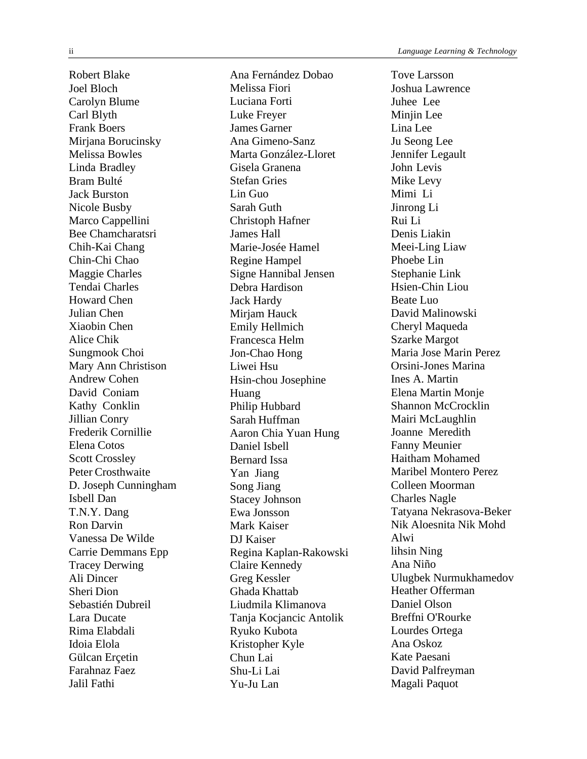Robert Blake
Joel Bloch
Carolyn Blume
Carl Blyth
Frank Boers
Mirjana Borucinsky
Melissa Bowles
Linda Bradley
Bram Bulté
Jack Burston
Nicole Busby
Marco Cappellini
Bee Chamcharatsri
Chih-Kai Chang
Chin-Chi Chao
Maggie Charles
Tendai Charles
Howard Chen
Julian Chen
Xiaobin Chen
Alice Chik
Sungmook Choi
Mary Ann Christison
Andrew Cohen
David Coniam
Kathy Conklin
Jillian Conry
Frederik Cornillie
Elena Cotos
Scott Crossley
Peter Crosthwaite
D. Joseph Cunningham
Isbell Dan
T.N.Y. Dang
Ron Darvin
Vanessa De Wilde
Carrie Demmans Epp
Tracey Derwing
Ali Dincer
Sheri Dion
Sebastién Dubreil
Lara Ducate
Rima Elabdali
Idoia Elola
Gülcan Erçetin
Farahnaz Faez
Jalil Fathi
Ana Fernández Dobao
Melissa Fiori
Luciana Forti
Luke Freyer
James Garner
Ana Gimeno-Sanz
Marta González-Lloret
Gisela Granena
Stefan Gries
Lin Guo
Sarah Guth
Christoph Hafner
James Hall
Marie-Josée Hamel
Regine Hampel
Signe Hannibal Jensen
Debra Hardison
Jack Hardy
Mirjam Hauck
Emily Hellmich
Francesca Helm
Jon-Chao Hong
Liwei Hsu
Hsin-chou Josephine Huang
Philip Hubbard
Sarah Huffman
Aaron Chia Yuan Hung
Daniel Isbell
Bernard Issa
Yan Jiang
Song Jiang
Stacey Johnson
Ewa Jonsson
Mark Kaiser
DJ Kaiser
Regina Kaplan-Rakowski
Claire Kennedy
Greg Kessler
Ghada Khattab
Liudmila Klimanova
Tanja Kocjancic Antolik
Ryuko Kubota
Kristopher Kyle
Chun Lai
Shu-Li Lai
Yu-Ju Lan
Tove Larsson
Joshua Lawrence
Juhee Lee
Minjin Lee
Lina Lee
Ju Seong Lee
Jennifer Legault
John Levis
Mike Levy
Mimi Li
Jinrong Li
Rui Li
Denis Liakin
Meei-Ling Liaw
Phoebe Lin
Stephanie Link
Hsien-Chin Liou
Beate Luo
David Malinowski
Cheryl Maqueda
Szarke Margot
Maria Jose Marin Perez
Orsini-Jones Marina
Ines A. Martin
Elena Martin Monje
Shannon McCrocklin
Mairi McLaughlin
Joanne Meredith
Fanny Meunier
Haitham Mohamed
Maribel Montero Perez
Colleen Moorman
Charles Nagle
Tatyana Nekrasova-Beker
Nik Aloesnita Nik Mohd Alwi
lihsin Ning
Ana Niño
Ulugbek Nurmukhamedov
Heather Offerman
Daniel Olson
Breffni O'Rourke
Lourdes Ortega
Ana Oskoz
Kate Paesani
David Palfreyman
Magali Paquot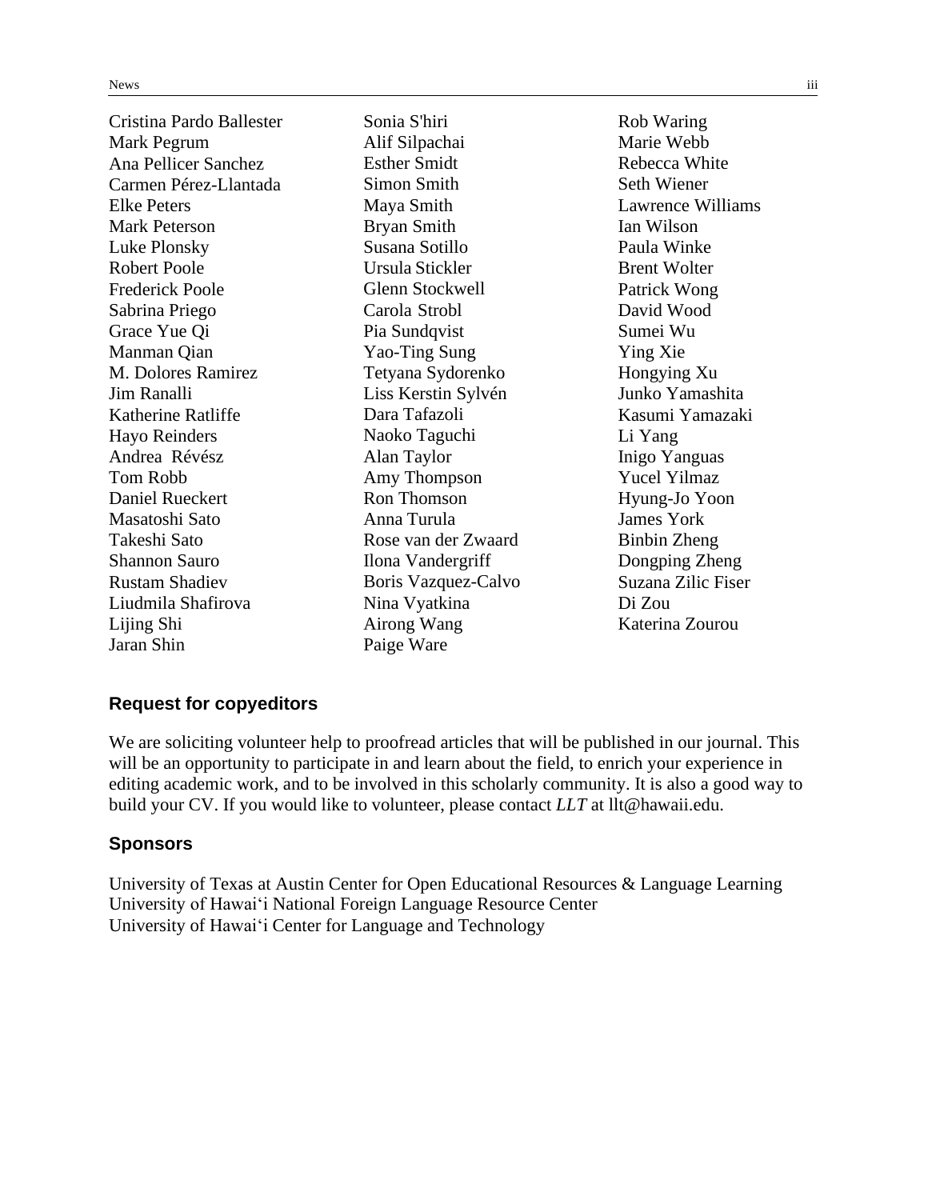Cristina Pardo Ballester
Mark Pegrum
Ana Pellicer Sanchez
Carmen Pérez-Llantada
Elke Peters
Mark Peterson
Luke Plonsky
Robert Poole
Frederick Poole
Sabrina Priego
Grace Yue Qi
Manman Qian
M. Dolores Ramirez
Jim Ranalli
Katherine Ratliffe
Hayo Reinders
Andrea Révész
Tom Robb
Daniel Rueckert
Masatoshi Sato
Takeshi Sato
Shannon Sauro
Rustam Shadiev
Liudmila Shafirova
Lijing Shi
Jaran Shin
Sonia S'hiri
Alif Silpachai
Esther Smidt
Simon Smith
Maya Smith
Bryan Smith
Susana Sotillo
Ursula Stickler
Glenn Stockwell
Carola Strobl
Pia Sundqvist
Yao-Ting Sung
Tetyana Sydorenko
Liss Kerstin Sylvén
Dara Tafazoli
Naoko Taguchi
Alan Taylor
Amy Thompson
Ron Thomson
Anna Turula
Rose van der Zwaard
Ilona Vandergriff
Boris Vazquez-Calvo
Nina Vyatkina
Airong Wang
Paige Ware
Rob Waring
Marie Webb
Rebecca White
Seth Wiener
Lawrence Williams
Ian Wilson
Paula Winke
Brent Wolter
Patrick Wong
David Wood
Sumei Wu
Ying Xie
Hongying Xu
Junko Yamashita
Kasumi Yamazaki
Li Yang
Inigo Yanguas
Yucel Yilmaz
Hyung-Jo Yoon
James York
Binbin Zheng
Dongping Zheng
Suzana Zilic Fiser
Di Zou
Katerina Zourou

## Request for copyeditors

We are soliciting volunteer help to proofread articles that will be published in our journal. This will be an opportunity to participate in and learn about the field, to enrich your experience in editing academic work, and to be involved in this scholarly community. It is also a good way to build your CV. If you would like to volunteer, please contact *LLT* at llt@hawaii.edu.

## Sponsors

University of Texas at Austin Center for Open Educational Resources & Language Learning
University of Hawai‘i National Foreign Language Resource Center
University of Hawai‘i Center for Language and Technology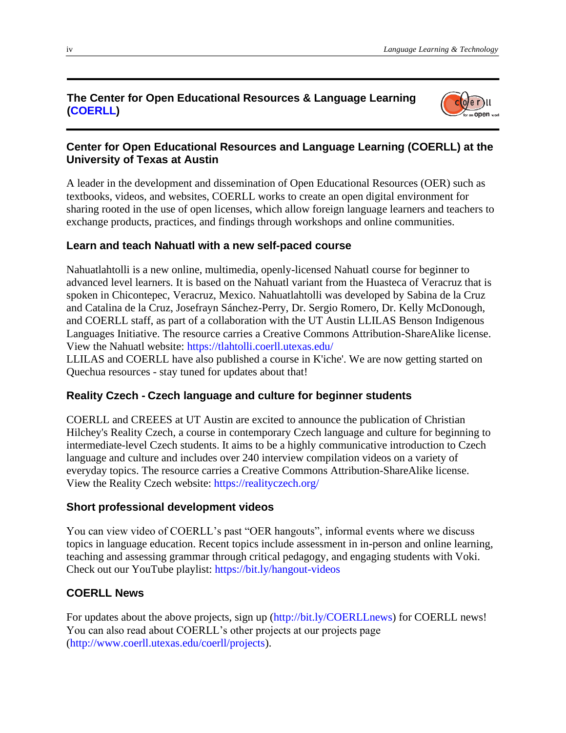## The Center for Open Educational Resources & Language Learning (COERLL)

### Center for Open Educational Resources and Language Learning (COERLL) at the University of Texas at Austin

A leader in the development and dissemination of Open Educational Resources (OER) such as textbooks, videos, and websites, COERLL works to create an open digital environment for sharing rooted in the use of open licenses, which allow foreign language learners and teachers to exchange products, practices, and findings through workshops and online communities.

### Learn and teach Nahuatl with a new self-paced course

Nahuatlahtolli is a new online, multimedia, openly-licensed Nahuatl course for beginner to advanced level learners. It is based on the Nahuatl variant from the Huasteca of Veracruz that is spoken in Chicontepec, Veracruz, Mexico. Nahuatlahtolli was developed by Sabina de la Cruz and Catalina de la Cruz, Josefrayn Sánchez-Perry, Dr. Sergio Romero, Dr. Kelly McDonough, and COERLL staff, as part of a collaboration with the UT Austin LLILAS Benson Indigenous Languages Initiative. The resource carries a Creative Commons Attribution-ShareAlike license. View the Nahuatl website: https://tlahtolli.coerll.utexas.edu/
LLILAS and COERLL have also published a course in K'iche'. We are now getting started on Quechua resources - stay tuned for updates about that!

### Reality Czech - Czech language and culture for beginner students

COERLL and CREEES at UT Austin are excited to announce the publication of Christian Hilchey's Reality Czech, a course in contemporary Czech language and culture for beginning to intermediate-level Czech students. It aims to be a highly communicative introduction to Czech language and culture and includes over 240 interview compilation videos on a variety of everyday topics. The resource carries a Creative Commons Attribution-ShareAlike license. View the Reality Czech website: https://realityczech.org/

### Short professional development videos

You can view video of COERLL's past "OER hangouts", informal events where we discuss topics in language education. Recent topics include assessment in in-person and online learning, teaching and assessing grammar through critical pedagogy, and engaging students with Voki. Check out our YouTube playlist: https://bit.ly/hangout-videos

### COERLL News

For updates about the above projects, sign up (http://bit.ly/COERLLnews) for COERLL news! You can also read about COERLL's other projects at our projects page (http://www.coerll.utexas.edu/coerll/projects).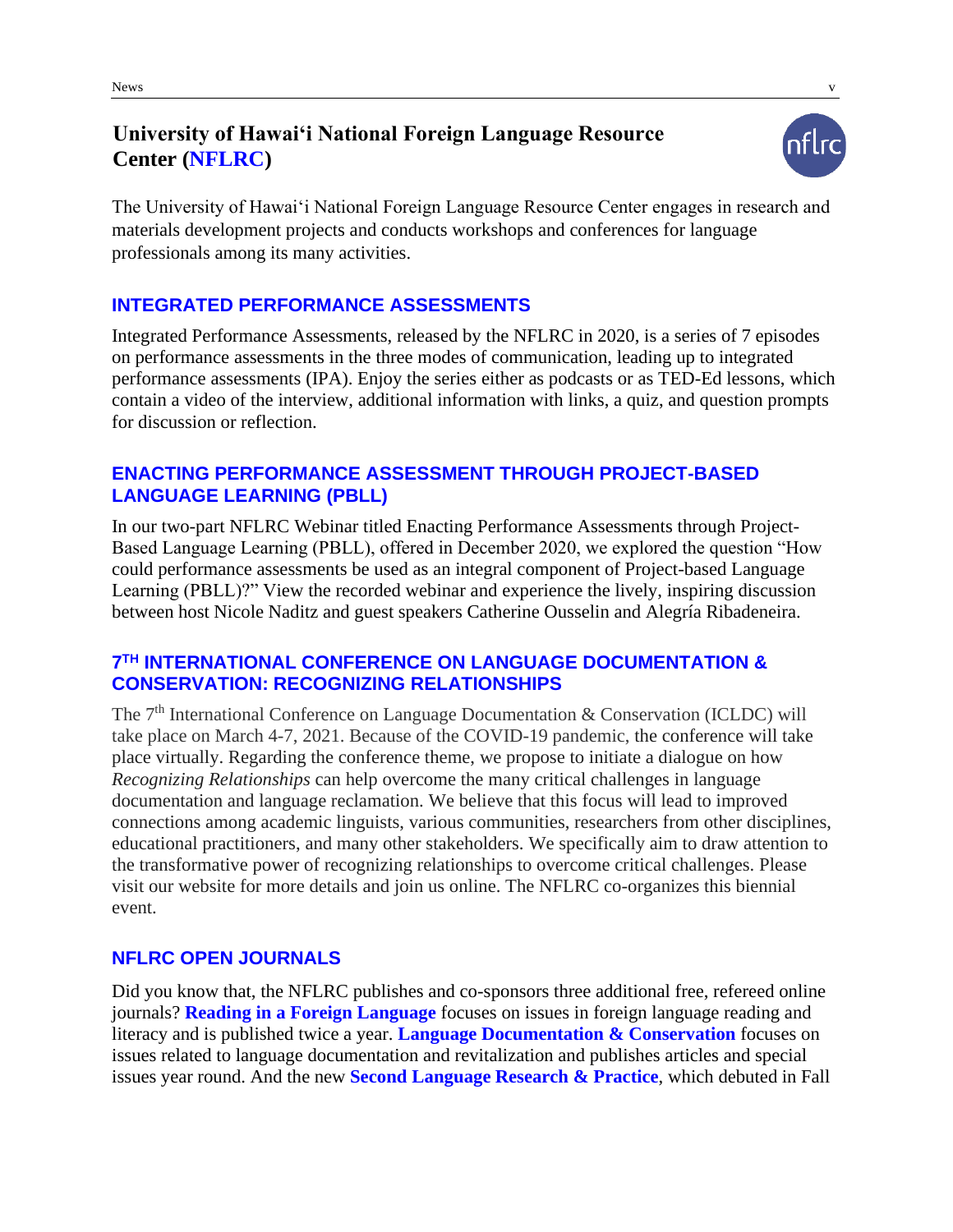## University of Hawai‘i National Foreign Language Resource Center (NFLRC)

The University of Hawai‘i National Foreign Language Resource Center engages in research and materials development projects and conducts workshops and conferences for language professionals among its many activities.

### INTEGRATED PERFORMANCE ASSESSMENTS

Integrated Performance Assessments, released by the NFLRC in 2020, is a series of 7 episodes on performance assessments in the three modes of communication, leading up to integrated performance assessments (IPA). Enjoy the series either as podcasts or as TED-Ed lessons, which contain a video of the interview, additional information with links, a quiz, and question prompts for discussion or reflection.

### ENACTING PERFORMANCE ASSESSMENT THROUGH PROJECT-BASED LANGUAGE LEARNING (PBLL)

In our two-part NFLRC Webinar titled Enacting Performance Assessments through Project-Based Language Learning (PBLL), offered in December 2020, we explored the question "How could performance assessments be used as an integral component of Project-based Language Learning (PBLL)?" View the recorded webinar and experience the lively, inspiring discussion between host Nicole Naditz and guest speakers Catherine Ousselin and Alegría Ribadeneira.

### 7TH INTERNATIONAL CONFERENCE ON LANGUAGE DOCUMENTATION & CONSERVATION: RECOGNIZING RELATIONSHIPS

The 7th International Conference on Language Documentation & Conservation (ICLDC) will take place on March 4-7, 2021. Because of the COVID-19 pandemic, the conference will take place virtually. Regarding the conference theme, we propose to initiate a dialogue on how *Recognizing Relationships* can help overcome the many critical challenges in language documentation and language reclamation. We believe that this focus will lead to improved connections among academic linguists, various communities, researchers from other disciplines, educational practitioners, and many other stakeholders. We specifically aim to draw attention to the transformative power of recognizing relationships to overcome critical challenges. Please visit our website for more details and join us online. The NFLRC co-organizes this biennial event.

### NFLRC OPEN JOURNALS

Did you know that, the NFLRC publishes and co-sponsors three additional free, refereed online journals? **Reading in a Foreign Language** focuses on issues in foreign language reading and literacy and is published twice a year. **Language Documentation & Conservation** focuses on issues related to language documentation and revitalization and publishes articles and special issues year round. And the new **Second Language Research & Practice**, which debuted in Fall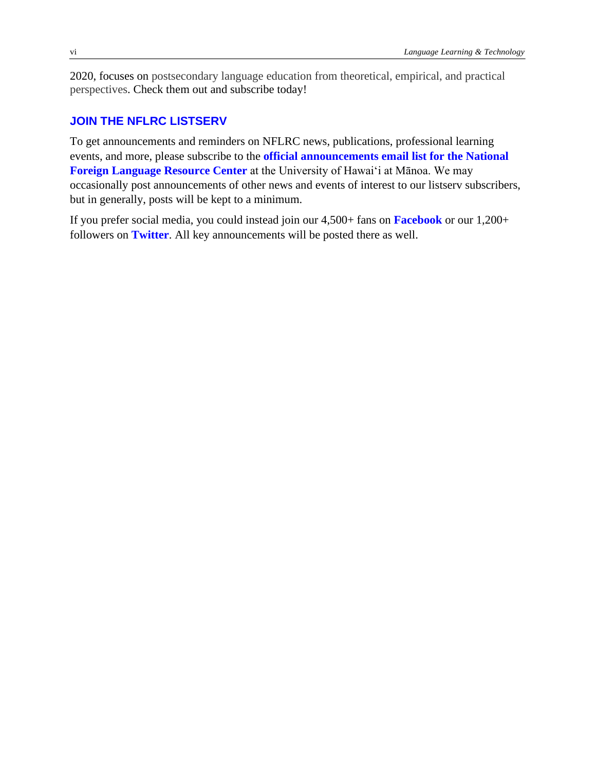2020, focuses on postsecondary language education from theoretical, empirical, and practical perspectives. Check them out and subscribe today!

## JOIN THE NFLRC LISTSERV

To get announcements and reminders on NFLRC news, publications, professional learning events, and more, please subscribe to the **official announcements email list for the National Foreign Language Resource Center** at the University of Hawai'i at Mānoa. We may occasionally post announcements of other news and events of interest to our listserv subscribers, but in generally, posts will be kept to a minimum.

If you prefer social media, you could instead join our 4,500+ fans on **Facebook** or our 1,200+ followers on **Twitter**. All key announcements will be posted there as well.